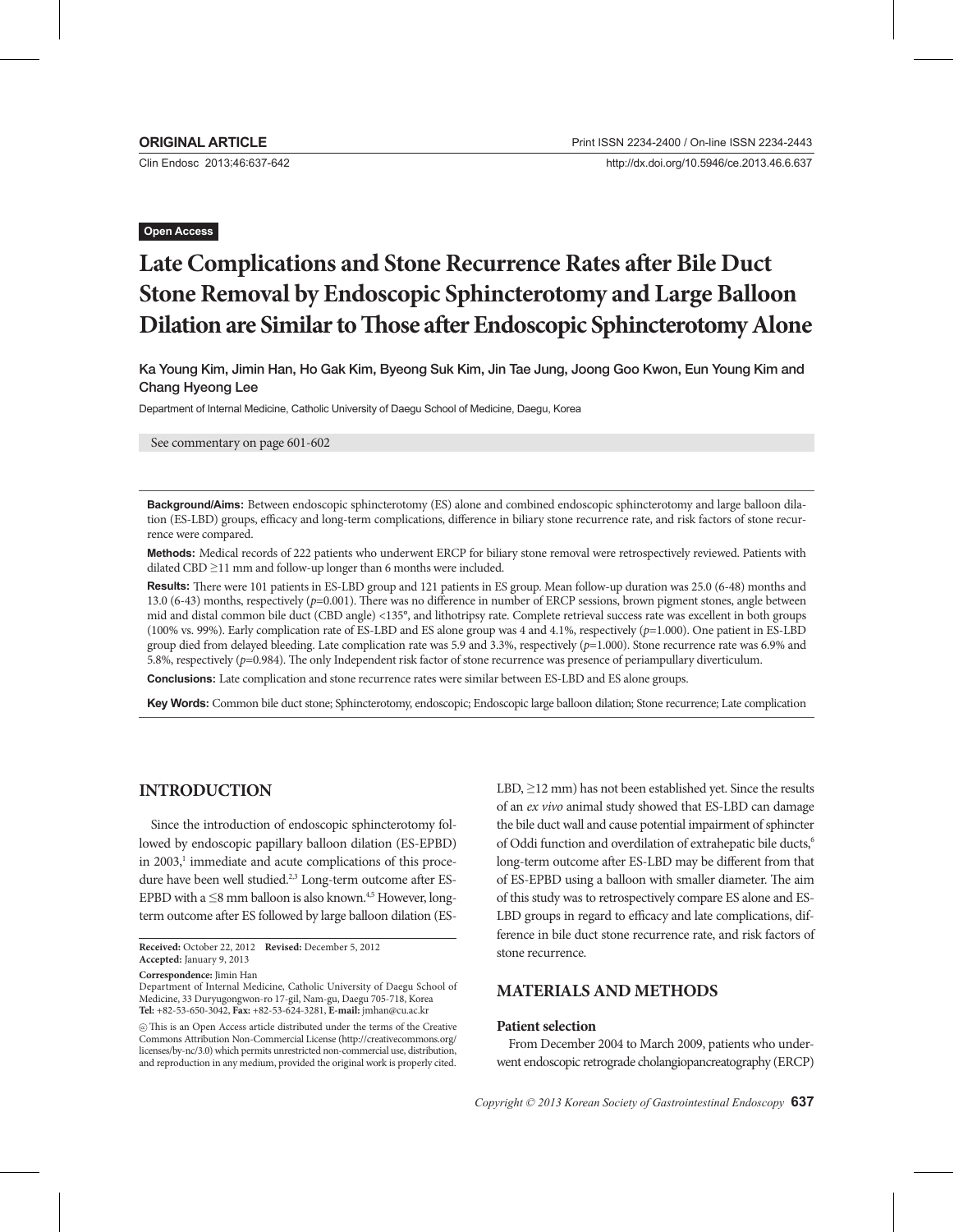**ORIGINAL ARTICLE**

**Open Access**

# Late Complications and Stone Recurrence Rates after Bile Duct Stone Removal by Endoscopic Sphincterotomy and Large Balloon Dilation are Similar to Those after Endoscopic Sphincterotomy Alone

**Ka Young Kim, Jimin Han, Ho Gak Kim, Byeong Suk Kim, Jin Tae Jung, Joong Goo Kwon, Eun Young Kim and Chang Hyeong Lee**

Department of Internal Medicine, Catholic University of Daegu School of Medicine, Daegu, Korea

See commentary on page 601-602

**Background/Aims:** Between endoscopic sphincterotomy (ES) alone and combined endoscopic sphincterotomy and large balloon dilation (ES-LBD) groups, efficacy and long-term complications, difference in biliary stone recurrence rate, and risk factors of stone recurrence were compared.

**Methods:** Medical records of 222 patients who underwent ERCP for biliary stone removal were retrospectively reviewed. Patients with dilated CBD ≥11 mm and follow-up longer than 6 months were included.

**Results:** There were 101 patients in ES-LBD group and 121 patients in ES group. Mean follow-up duration was 25.0 (6-48) months and 13.0 (6-43) months, respectively ($p$=0.001). There was no difference in number of ERCP sessions, brown pigment stones, angle between mid and distal common bile duct (CBD angle) <135°, and lithotripsy rate. Complete retrieval success rate was excellent in both groups (100% vs. 99%). Early complication rate of ES-LBD and ES alone group was 4 and 4.1%, respectively ($p$=1.000). One patient in ES-LBD group died from delayed bleeding. Late complication rate was 5.9 and 3.3%, respectively ($p$=1.000). Stone recurrence rate was 6.9% and 5.8%, respectively ($p$=0.984). The only Independent risk factor of stone recurrence was presence of periampullary diverticulum.

**Conclusions:** Late complication and stone recurrence rates were similar between ES-LBD and ES alone groups.

**Key Words:** Common bile duct stone; Sphincterotomy, endoscopic; Endoscopic large balloon dilation; Stone recurrence; Late complication

## INTRODUCTION

Since the introduction of endoscopic sphincterotomy followed by endoscopic papillary balloon dilation (ES-EPBD) in 2003,[1] immediate and acute complications of this procedure have been well studied.[2,3] Long-term outcome after ES-EPBD with a ≤8 mm balloon is also known.[4,5] However, long-term outcome after ES followed by large balloon dilation (ES-LBD, ≥12 mm) has not been established yet. Since the results of an *ex vivo* animal study showed that ES-LBD can damage the bile duct wall and cause potential impairment of sphincter of Oddi function and overdilation of extrahepatic bile ducts,[6] long-term outcome after ES-LBD may be different from that of ES-EPBD using a balloon with smaller diameter. The aim of this study was to retrospectively compare ES alone and ES-LBD groups in regard to efficacy and late complications, difference in bile duct stone recurrence rate, and risk factors of stone recurrence.

**Received:** October 22, 2012 **Revised:** December 5, 2012
**Accepted:** January 9, 2013

**Correspondence:** Jimin Han
Department of Internal Medicine, Catholic University of Daegu School of Medicine, 33 Duryugongwon-ro 17-gil, Nam-gu, Daegu 705-718, Korea
**Tel:** +82-53-650-3042, **Fax:** +82-53-624-3281, **E-mail:** jmhan@cu.ac.kr

This is an Open Access article distributed under the terms of the Creative Commons Attribution Non-Commercial License (http://creativecommons.org/licenses/by-nc/3.0) which permits unrestricted non-commercial use, distribution, and reproduction in any medium, provided the original work is properly cited.

## MATERIALS AND METHODS

### Patient selection

From December 2004 to March 2009, patients who underwent endoscopic retrograde cholangiopancreatography (ERCP)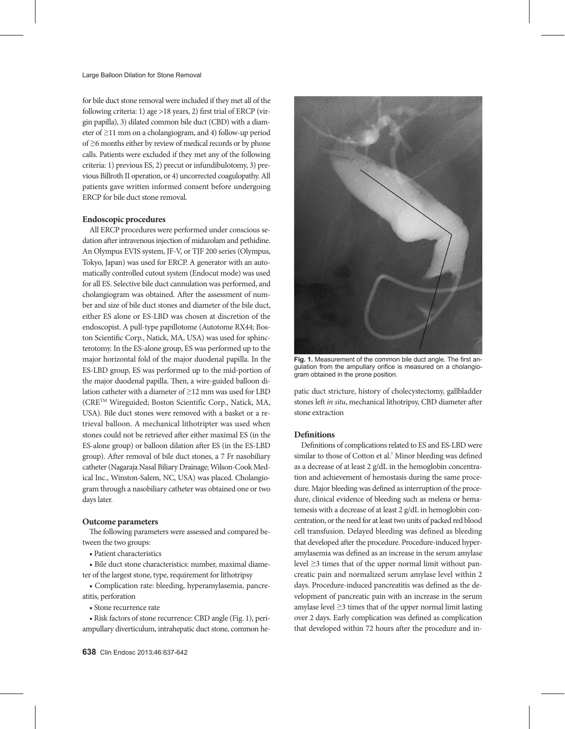for bile duct stone removal were included if they met all of the following criteria: 1) age >18 years, 2) first trial of ERCP (virgin papilla), 3) dilated common bile duct (CBD) with a diameter of ≥11 mm on a cholangiogram, and 4) follow-up period of ≥6 months either by review of medical records or by phone calls. Patients were excluded if they met any of the following criteria: 1) previous ES, 2) precut or infundibulotomy, 3) previous Billroth II operation, or 4) uncorrected coagulopathy. All patients gave written informed consent before undergoing ERCP for bile duct stone removal.

### Endoscopic procedures

All ERCP procedures were performed under conscious sedation after intravenous injection of midazolam and pethidine. An Olympus EVIS system, JF-V, or TJF 200 series (Olympus, Tokyo, Japan) was used for ERCP. A generator with an automatically controlled cutout system (Endocut mode) was used for all ES. Selective bile duct cannulation was performed, and cholangiogram was obtained. After the assessment of number and size of bile duct stones and diameter of the bile duct, either ES alone or ES-LBD was chosen at discretion of the endoscopist. A pull-type papillotome (Autotome RX44; Boston Scientific Corp., Natick, MA, USA) was used for sphincterotomy. In the ES-alone group, ES was performed up to the major horizontal fold of the major duodenal papilla. In the ES-LBD group, ES was performed up to the mid-portion of the major duodenal papilla. Then, a wire-guided balloon dilation catheter with a diameter of ≥12 mm was used for LBD (CRE™ Wireguided; Boston Scientific Corp., Natick, MA, USA). Bile duct stones were removed with a basket or a retrieval balloon. A mechanical lithotripter was used when stones could not be retrieved after either maximal ES (in the ES-alone group) or balloon dilation after ES (in the ES-LBD group). After removal of bile duct stones, a 7 Fr nasobiliary catheter (Nagaraja Nasal Biliary Drainage; Wilson-Cook Medical Inc., Winston-Salem, NC, USA) was placed. Cholangiogram through a nasobiliary catheter was obtained one or two days later.

### Outcome parameters

The following parameters were assessed and compared between the two groups:

- Patient characteristics
- Bile duct stone characteristics: number, maximal diameter of the largest stone, type, requirement for lithotripsy
- Complication rate: bleeding, hyperamylasemia, pancreatitis, perforation
- Stone recurrence rate
- Risk factors of stone recurrence: CBD angle (Fig. 1), periampullary diverticulum, intrahepatic duct stone, common hepatic duct stricture, history of cholecystectomy, gallbladder stones left *in situ*, mechanical lithotripsy, CBD diameter after stone extraction

**Fig. 1.** Measurement of the common bile duct angle. The first angulation from the ampullary orifice is measured on a cholangiogram obtained in the prone position.

### Definitions

Definitions of complications related to ES and ES-LBD were similar to those of Cotton et al.[7] Minor bleeding was defined as a decrease of at least 2 g/dL in the hemoglobin concentration and achievement of hemostasis during the same procedure. Major bleeding was defined as interruption of the procedure, clinical evidence of bleeding such as melena or hematemesis with a decrease of at least 2 g/dL in hemoglobin concentration, or the need for at least two units of packed red blood cell transfusion. Delayed bleeding was defined as bleeding that developed after the procedure. Procedure-induced hyperamylasemia was defined as an increase in the serum amylase level ≥3 times that of the upper normal limit without pancreatic pain and normalized serum amylase level within 2 days. Procedure-induced pancreatitis was defined as the development of pancreatic pain with an increase in the serum amylase level ≥3 times that of the upper normal limit lasting over 2 days. Early complication was defined as complication that developed within 72 hours after the procedure and in-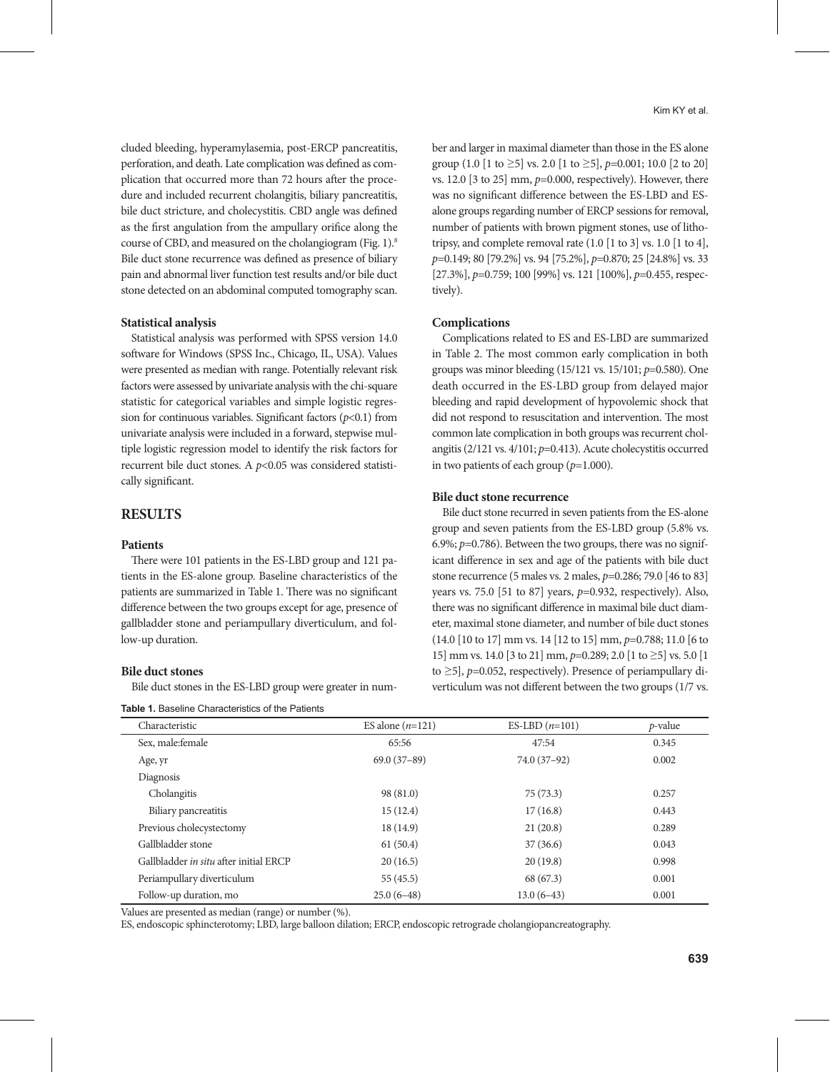cluded bleeding, hyperamylasemia, post-ERCP pancreatitis, perforation, and death. Late complication was defined as complication that occurred more than 72 hours after the procedure and included recurrent cholangitis, biliary pancreatitis, bile duct stricture, and cholecystitis. CBD angle was defined as the first angulation from the ampullary orifice along the course of CBD, and measured on the cholangiogram (Fig. 1).[8] Bile duct stone recurrence was defined as presence of biliary pain and abnormal liver function test results and/or bile duct stone detected on an abdominal computed tomography scan.

### Statistical analysis

Statistical analysis was performed with SPSS version 14.0 software for Windows (SPSS Inc., Chicago, IL, USA). Values were presented as median with range. Potentially relevant risk factors were assessed by univariate analysis with the chi-square statistic for categorical variables and simple logistic regression for continuous variables. Significant factors ($p<0.1$) from univariate analysis were included in a forward, stepwise multiple logistic regression model to identify the risk factors for recurrent bile duct stones. A $p<0.05$ was considered statistically significant.

## RESULTS

### Patients

There were 101 patients in the ES-LBD group and 121 patients in the ES-alone group. Baseline characteristics of the patients are summarized in Table 1. There was no significant difference between the two groups except for age, presence of gallbladder stone and periampullary diverticulum, and follow-up duration.

### Bile duct stones

Bile duct stones in the ES-LBD group were greater in number and larger in maximal diameter than those in the ES alone group (1.0 [1 to ≥5] vs. 2.0 [1 to ≥5], $p$=0.001; 10.0 [2 to 20] vs. 12.0 [3 to 25] mm, $p$=0.000, respectively). However, there was no significant difference between the ES-LBD and ES-alone groups regarding number of ERCP sessions for removal, number of patients with brown pigment stones, use of lithotripsy, and complete removal rate (1.0 [1 to 3] vs. 1.0 [1 to 4], $p$=0.149; 80 [79.2%] vs. 94 [75.2%], $p$=0.870; 25 [24.8%] vs. 33 [27.3%], $p$=0.759; 100 [99%] vs. 121 [100%], $p$=0.455, respectively).

### Complications

Complications related to ES and ES-LBD are summarized in Table 2. The most common early complication in both groups was minor bleeding (15/121 vs. 15/101; $p$=0.580). One death occurred in the ES-LBD group from delayed major bleeding and rapid development of hypovolemic shock that did not respond to resuscitation and intervention. The most common late complication in both groups was recurrent cholangitis (2/121 vs. 4/101; $p$=0.413). Acute cholecystitis occurred in two patients of each group ($p$=1.000).

### Bile duct stone recurrence

Bile duct stone recurred in seven patients from the ES-alone group and seven patients from the ES-LBD group (5.8% vs. 6.9%; $p$=0.786). Between the two groups, there was no significant difference in sex and age of the patients with bile duct stone recurrence (5 males vs. 2 males, $p$=0.286; 79.0 [46 to 83] years vs. 75.0 [51 to 87] years, $p$=0.932, respectively). Also, there was no significant difference in maximal bile duct diameter, maximal stone diameter, and number of bile duct stones (14.0 [10 to 17] mm vs. 14 [12 to 15] mm, $p$=0.788; 11.0 [6 to 15] mm vs. 14.0 [3 to 21] mm, $p$=0.289; 2.0 [1 to ≥5] vs. 5.0 [1 to ≥5], $p$=0.052, respectively). Presence of periampullary diverticulum was not different between the two groups (1/7 vs.

**Table 1.** Baseline Characteristics of the Patients

| Characteristic | ES alone ($n$=121) | ES-LBD ($n$=101) | $p$-value |
|---|---|---|---|
| Sex, male:female | 65:56 | 47:54 | 0.345 |
| Age, yr | 69.0 (37–89) | 74.0 (37–92) | 0.002 |
| Diagnosis | | | |
| Cholangitis | 98 (81.0) | 75 (73.3) | 0.257 |
| Biliary pancreatitis | 15 (12.4) | 17 (16.8) | 0.443 |
| Previous cholecystectomy | 18 (14.9) | 21 (20.8) | 0.289 |
| Gallbladder stone | 61 (50.4) | 37 (36.6) | 0.043 |
| Gallbladder *in situ* after initial ERCP | 20 (16.5) | 20 (19.8) | 0.998 |
| Periampullary diverticulum | 55 (45.5) | 68 (67.3) | 0.001 |
| Follow-up duration, mo | 25.0 (6–48) | 13.0 (6–43) | 0.001 |

Values are presented as median (range) or number (%).
ES, endoscopic sphincterotomy; LBD, large balloon dilation; ERCP, endoscopic retrograde cholangiopancreatography.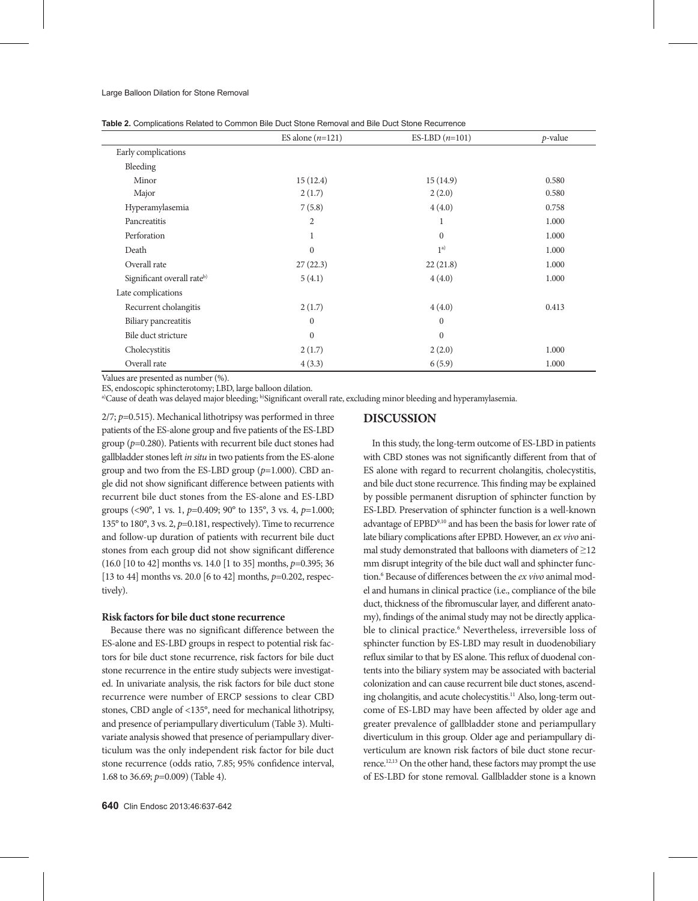**Table 2.** Complications Related to Common Bile Duct Stone Removal and Bile Duct Stone Recurrence

| | ES alone ($n$=121) | ES-LBD ($n$=101) | $p$-value |
|---|---|---|---|
| Early complications | | | |
| Bleeding | | | |
| Minor | 15 (12.4) | 15 (14.9) | 0.580 |
| Major | 2 (1.7) | 2 (2.0) | 0.580 |
| Hyperamylasemia | 7 (5.8) | 4 (4.0) | 0.758 |
| Pancreatitis | 2 | 1 | 1.000 |
| Perforation | 1 | 0 | 1.000 |
| Death | 0 | 1[a] | 1.000 |
| Overall rate | 27 (22.3) | 22 (21.8) | 1.000 |
| Significant overall rate[b] | 5 (4.1) | 4 (4.0) | 1.000 |
| Late complications | | | |
| Recurrent cholangitis | 2 (1.7) | 4 (4.0) | 0.413 |
| Biliary pancreatitis | 0 | 0 | |
| Bile duct stricture | 0 | 0 | |
| Cholecystitis | 2 (1.7) | 2 (2.0) | 1.000 |
| Overall rate | 4 (3.3) | 6 (5.9) | 1.000 |

Values are presented as number (%).

ES, endoscopic sphincterotomy; LBD, large balloon dilation.

[a]Cause of death was delayed major bleeding; [b]Significant overall rate, excluding minor bleeding and hyperamylasemia.

2/7; $p$=0.515). Mechanical lithotripsy was performed in three patients of the ES-alone group and five patients of the ES-LBD group ($p$=0.280). Patients with recurrent bile duct stones had gallbladder stones left *in situ* in two patients from the ES-alone group and two from the ES-LBD group ($p$=1.000). CBD angle did not show significant difference between patients with recurrent bile duct stones from the ES-alone and ES-LBD groups (<90°, 1 vs. 1, $p$=0.409; 90° to 135°, 3 vs. 4, $p$=1.000; 135° to 180°, 3 vs. 2, $p$=0.181, respectively). Time to recurrence and follow-up duration of patients with recurrent bile duct stones from each group did not show significant difference (16.0 [10 to 42] months vs. 14.0 [1 to 35] months, $p$=0.395; 36 [13 to 44] months vs. 20.0 [6 to 42] months, $p$=0.202, respectively).

### Risk factors for bile duct stone recurrence

Because there was no significant difference between the ES-alone and ES-LBD groups in respect to potential risk factors for bile duct stone recurrence, risk factors for bile duct stone recurrence in the entire study subjects were investigated. In univariate analysis, the risk factors for bile duct stone recurrence were number of ERCP sessions to clear CBD stones, CBD angle of <135°, need for mechanical lithotripsy, and presence of periampullary diverticulum (Table 3). Multivariate analysis showed that presence of periampullary diverticulum was the only independent risk factor for bile duct stone recurrence (odds ratio, 7.85; 95% confidence interval, 1.68 to 36.69; $p$=0.009) (Table 4).

## DISCUSSION

In this study, the long-term outcome of ES-LBD in patients with CBD stones was not significantly different from that of ES alone with regard to recurrent cholangitis, cholecystitis, and bile duct stone recurrence. This finding may be explained by possible permanent disruption of sphincter function by ES-LBD. Preservation of sphincter function is a well-known advantage of EPBD[9,10] and has been the basis for lower rate of late biliary complications after EPBD. However, an *ex vivo* animal study demonstrated that balloons with diameters of ≥12 mm disrupt integrity of the bile duct wall and sphincter function.[6] Because of differences between the *ex vivo* animal model and humans in clinical practice (i.e., compliance of the bile duct, thickness of the fibromuscular layer, and different anatomy), findings of the animal study may not be directly applicable to clinical practice.[6] Nevertheless, irreversible loss of sphincter function by ES-LBD may result in duodenobiliary reflux similar to that by ES alone. This reflux of duodenal contents into the biliary system may be associated with bacterial colonization and can cause recurrent bile duct stones, ascending cholangitis, and acute cholecystitis.[11] Also, long-term outcome of ES-LBD may have been affected by older age and greater prevalence of gallbladder stone and periampullary diverticulum in this group. Older age and periampullary diverticulum are known risk factors of bile duct stone recurrence.[12,13] On the other hand, these factors may prompt the use of ES-LBD for stone removal. Gallbladder stone is a known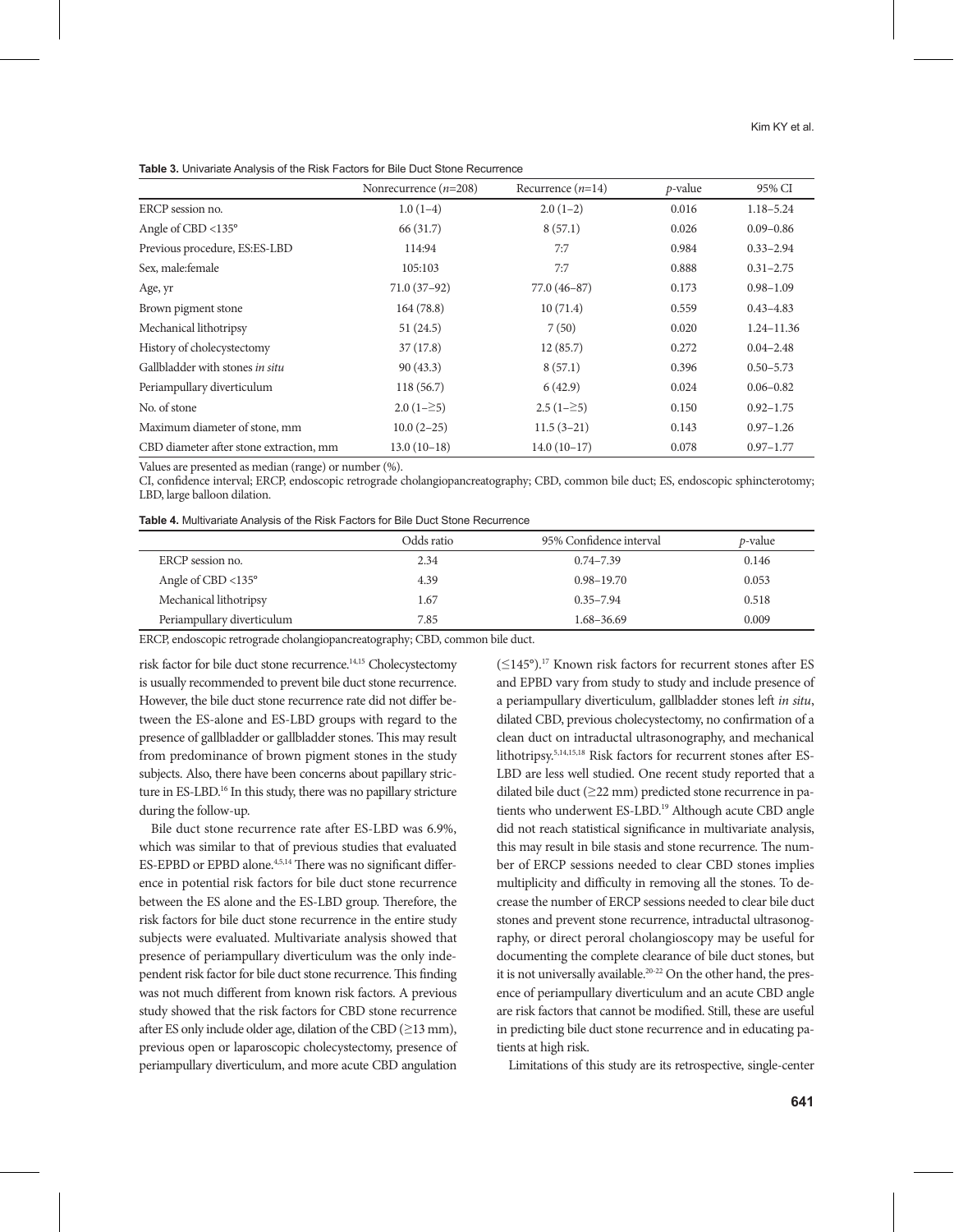**Table 3.** Univariate Analysis of the Risk Factors for Bile Duct Stone Recurrence

| | Nonrecurrence (*n*=208) | Recurrence (*n*=14) | *p*-value | 95% CI |
|---|---|---|---|---|
| ERCP session no. | 1.0 (1–4) | 2.0 (1–2) | 0.016 | 1.18–5.24 |
| Angle of CBD <135° | 66 (31.7) | 8 (57.1) | 0.026 | 0.09–0.86 |
| Previous procedure, ES:ES-LBD | 114:94 | 7:7 | 0.984 | 0.33–2.94 |
| Sex, male:female | 105:103 | 7:7 | 0.888 | 0.31–2.75 |
| Age, yr | 71.0 (37–92) | 77.0 (46–87) | 0.173 | 0.98–1.09 |
| Brown pigment stone | 164 (78.8) | 10 (71.4) | 0.559 | 0.43–4.83 |
| Mechanical lithotripsy | 51 (24.5) | 7 (50) | 0.020 | 1.24–11.36 |
| History of cholecystectomy | 37 (17.8) | 12 (85.7) | 0.272 | 0.04–2.48 |
| Gallbladder with stones *in situ* | 90 (43.3) | 8 (57.1) | 0.396 | 0.50–5.73 |
| Periampullary diverticulum | 118 (56.7) | 6 (42.9) | 0.024 | 0.06–0.82 |
| No. of stone | 2.0 (1–≥5) | 2.5 (1–≥5) | 0.150 | 0.92–1.75 |
| Maximum diameter of stone, mm | 10.0 (2–25) | 11.5 (3–21) | 0.143 | 0.97–1.26 |
| CBD diameter after stone extraction, mm | 13.0 (10–18) | 14.0 (10–17) | 0.078 | 0.97–1.77 |

Values are presented as median (range) or number (%).

CI, confidence interval; ERCP, endoscopic retrograde cholangiopancreatography; CBD, common bile duct; ES, endoscopic sphincterotomy; LBD, large balloon dilation.

**Table 4.** Multivariate Analysis of the Risk Factors for Bile Duct Stone Recurrence

| | Odds ratio | 95% Confidence interval | *p*-value |
|---|---|---|---|
| ERCP session no. | 2.34 | 0.74–7.39 | 0.146 |
| Angle of CBD <135° | 4.39 | 0.98–19.70 | 0.053 |
| Mechanical lithotripsy | 1.67 | 0.35–7.94 | 0.518 |
| Periampullary diverticulum | 7.85 | 1.68–36.69 | 0.009 |

ERCP, endoscopic retrograde cholangiopancreatography; CBD, common bile duct.

risk factor for bile duct stone recurrence.[14,15] Cholecystectomy is usually recommended to prevent bile duct stone recurrence. However, the bile duct stone recurrence rate did not differ between the ES-alone and ES-LBD groups with regard to the presence of gallbladder or gallbladder stones. This may result from predominance of brown pigment stones in the study subjects. Also, there have been concerns about papillary stricture in ES-LBD.[16] In this study, there was no papillary stricture during the follow-up.

Bile duct stone recurrence rate after ES-LBD was 6.9%, which was similar to that of previous studies that evaluated ES-EPBD or EPBD alone.[4,5,14] There was no significant difference in potential risk factors for bile duct stone recurrence between the ES alone and the ES-LBD group. Therefore, the risk factors for bile duct stone recurrence in the entire study subjects were evaluated. Multivariate analysis showed that presence of periampullary diverticulum was the only independent risk factor for bile duct stone recurrence. This finding was not much different from known risk factors. A previous study showed that the risk factors for CBD stone recurrence after ES only include older age, dilation of the CBD (≥13 mm), previous open or laparoscopic cholecystectomy, presence of periampullary diverticulum, and more acute CBD angulation (≤145°).[17] Known risk factors for recurrent stones after ES and EPBD vary from study to study and include presence of a periampullary diverticulum, gallbladder stones left *in situ*, dilated CBD, previous cholecystectomy, no confirmation of a clean duct on intraductal ultrasonography, and mechanical lithotripsy.[5,14,15,18] Risk factors for recurrent stones after ES-LBD are less well studied. One recent study reported that a dilated bile duct (≥22 mm) predicted stone recurrence in patients who underwent ES-LBD.[19] Although acute CBD angle did not reach statistical significance in multivariate analysis, this may result in bile stasis and stone recurrence. The number of ERCP sessions needed to clear CBD stones implies multiplicity and difficulty in removing all the stones. To decrease the number of ERCP sessions needed to clear bile duct stones and prevent stone recurrence, intraductal ultrasonography, or direct peroral cholangioscopy may be useful for documenting the complete clearance of bile duct stones, but it is not universally available.[20-22] On the other hand, the presence of periampullary diverticulum and an acute CBD angle are risk factors that cannot be modified. Still, these are useful in predicting bile duct stone recurrence and in educating patients at high risk.

Limitations of this study are its retrospective, single-center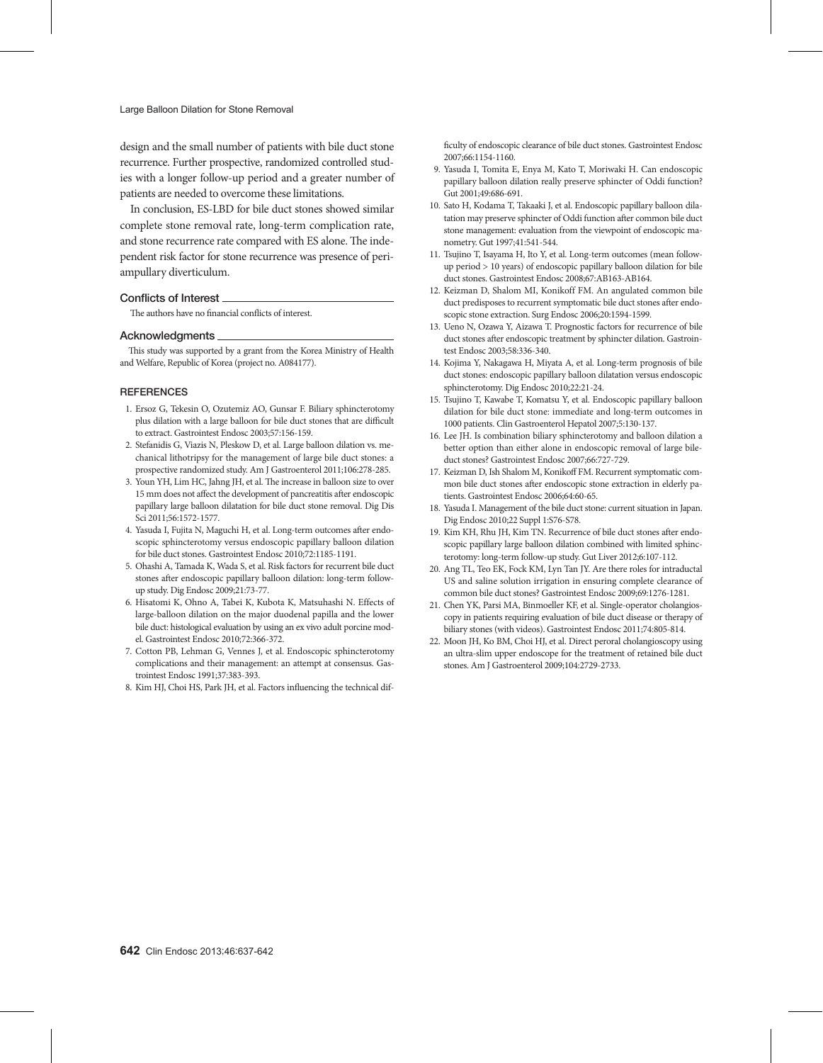design and the small number of patients with bile duct stone recurrence. Further prospective, randomized controlled studies with a longer follow-up period and a greater number of patients are needed to overcome these limitations.

In conclusion, ES-LBD for bile duct stones showed similar complete stone removal rate, long-term complication rate, and stone recurrence rate compared with ES alone. The independent risk factor for stone recurrence was presence of periampullary diverticulum.

## Conflicts of Interest

The authors have no financial conflicts of interest.

## Acknowledgments

This study was supported by a grant from the Korea Ministry of Health and Welfare, Republic of Korea (project no. A084177).

## REFERENCES

1. Ersoz G, Tekesin O, Ozutemiz AO, Gunsar F. Biliary sphincterotomy plus dilation with a large balloon for bile duct stones that are difficult to extract. Gastrointest Endosc 2003;57:156-159.
2. Stefanidis G, Viazis N, Pleskow D, et al. Large balloon dilation vs. mechanical lithotripsy for the management of large bile duct stones: a prospective randomized study. Am J Gastroenterol 2011;106:278-285.
3. Youn YH, Lim HC, Jahng JH, et al. The increase in balloon size to over 15 mm does not affect the development of pancreatitis after endoscopic papillary large balloon dilatation for bile duct stone removal. Dig Dis Sci 2011;56:1572-1577.
4. Yasuda I, Fujita N, Maguchi H, et al. Long-term outcomes after endoscopic sphincterotomy versus endoscopic papillary balloon dilation for bile duct stones. Gastrointest Endosc 2010;72:1185-1191.
5. Ohashi A, Tamada K, Wada S, et al. Risk factors for recurrent bile duct stones after endoscopic papillary balloon dilation: long-term follow-up study. Dig Endosc 2009;21:73-77.
6. Hisatomi K, Ohno A, Tabei K, Kubota K, Matsuhashi N. Effects of large-balloon dilation on the major duodenal papilla and the lower bile duct: histological evaluation by using an ex vivo adult porcine model. Gastrointest Endosc 2010;72:366-372.
7. Cotton PB, Lehman G, Vennes J, et al. Endoscopic sphincterotomy complications and their management: an attempt at consensus. Gastrointest Endosc 1991;37:383-393.
8. Kim HJ, Choi HS, Park JH, et al. Factors influencing the technical difficulty of endoscopic clearance of bile duct stones. Gastrointest Endosc 2007;66:1154-1160.
9. Yasuda I, Tomita E, Enya M, Kato T, Moriwaki H. Can endoscopic papillary balloon dilation really preserve sphincter of Oddi function? Gut 2001;49:686-691.
10. Sato H, Kodama T, Takaaki J, et al. Endoscopic papillary balloon dilatation may preserve sphincter of Oddi function after common bile duct stone management: evaluation from the viewpoint of endoscopic manometry. Gut 1997;41:541-544.
11. Tsujino T, Isayama H, Ito Y, et al. Long-term outcomes (mean follow-up period > 10 years) of endoscopic papillary balloon dilation for bile duct stones. Gastrointest Endosc 2008;67:AB163-AB164.
12. Keizman D, Shalom MI, Konikoff FM. An angulated common bile duct predisposes to recurrent symptomatic bile duct stones after endoscopic stone extraction. Surg Endosc 2006;20:1594-1599.
13. Ueno N, Ozawa Y, Aizawa T. Prognostic factors for recurrence of bile duct stones after endoscopic treatment by sphincter dilation. Gastrointest Endosc 2003;58:336-340.
14. Kojima Y, Nakagawa H, Miyata A, et al. Long-term prognosis of bile duct stones: endoscopic papillary balloon dilatation versus endoscopic sphincterotomy. Dig Endosc 2010;22:21-24.
15. Tsujino T, Kawabe T, Komatsu Y, et al. Endoscopic papillary balloon dilation for bile duct stone: immediate and long-term outcomes in 1000 patients. Clin Gastroenterol Hepatol 2007;5:130-137.
16. Lee JH. Is combination biliary sphincterotomy and balloon dilation a better option than either alone in endoscopic removal of large bile-duct stones? Gastrointest Endosc 2007;66:727-729.
17. Keizman D, Ish Shalom M, Konikoff FM. Recurrent symptomatic common bile duct stones after endoscopic stone extraction in elderly patients. Gastrointest Endosc 2006;64:60-65.
18. Yasuda I. Management of the bile duct stone: current situation in Japan. Dig Endosc 2010;22 Suppl 1:S76-S78.
19. Kim KH, Rhu JH, Kim TN. Recurrence of bile duct stones after endoscopic papillary large balloon dilation combined with limited sphincterotomy: long-term follow-up study. Gut Liver 2012;6:107-112.
20. Ang TL, Teo EK, Fock KM, Lyn Tan JY. Are there roles for intraductal US and saline solution irrigation in ensuring complete clearance of common bile duct stones? Gastrointest Endosc 2009;69:1276-1281.
21. Chen YK, Parsi MA, Binmoeller KF, et al. Single-operator cholangioscopy in patients requiring evaluation of bile duct disease or therapy of biliary stones (with videos). Gastrointest Endosc 2011;74:805-814.
22. Moon JH, Ko BM, Choi HJ, et al. Direct peroral cholangioscopy using an ultra-slim upper endoscope for the treatment of retained bile duct stones. Am J Gastroenterol 2009;104:2729-2733.